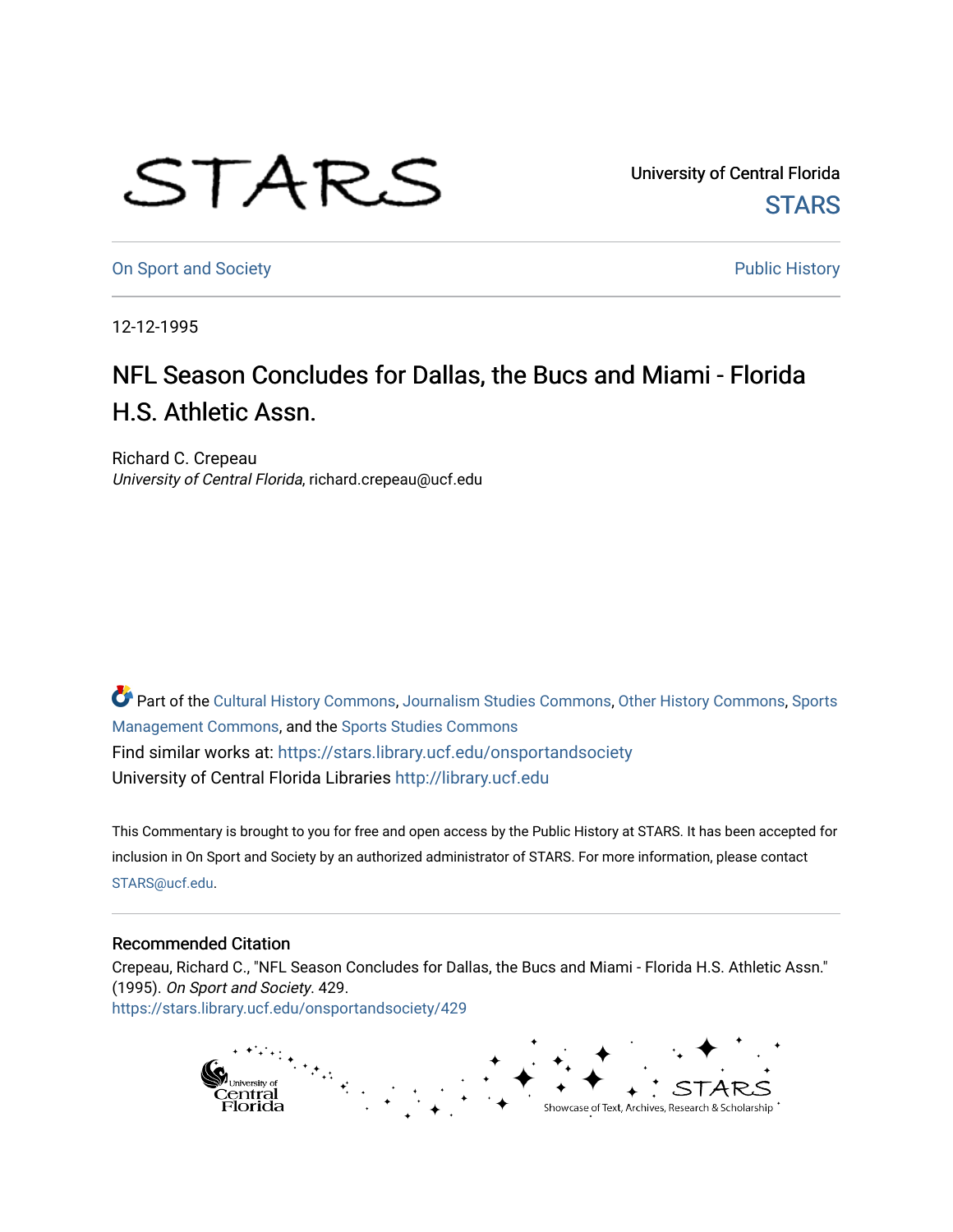University of Central Florida

STARS

On Sport and Society

Public History

12-12-1995

# NFL Season Concludes for Dallas, the Bucs and Miami - Florida H.S. Athletic Assn.

Richard C. Crepeau
*University of Central Florida*, richard.crepeau@ucf.edu

Part of the Cultural History Commons, Journalism Studies Commons, Other History Commons, Sports Management Commons, and the Sports Studies Commons

Find similar works at: https://stars.library.ucf.edu/onsportandsociety

University of Central Florida Libraries http://library.ucf.edu

This Commentary is brought to you for free and open access by the Public History at STARS. It has been accepted for inclusion in On Sport and Society by an authorized administrator of STARS. For more information, please contact STARS@ucf.edu.

## Recommended Citation

Crepeau, Richard C., "NFL Season Concludes for Dallas, the Bucs and Miami - Florida H.S. Athletic Assn." (1995). *On Sport and Society*. 429.
https://stars.library.ucf.edu/onsportandsociety/429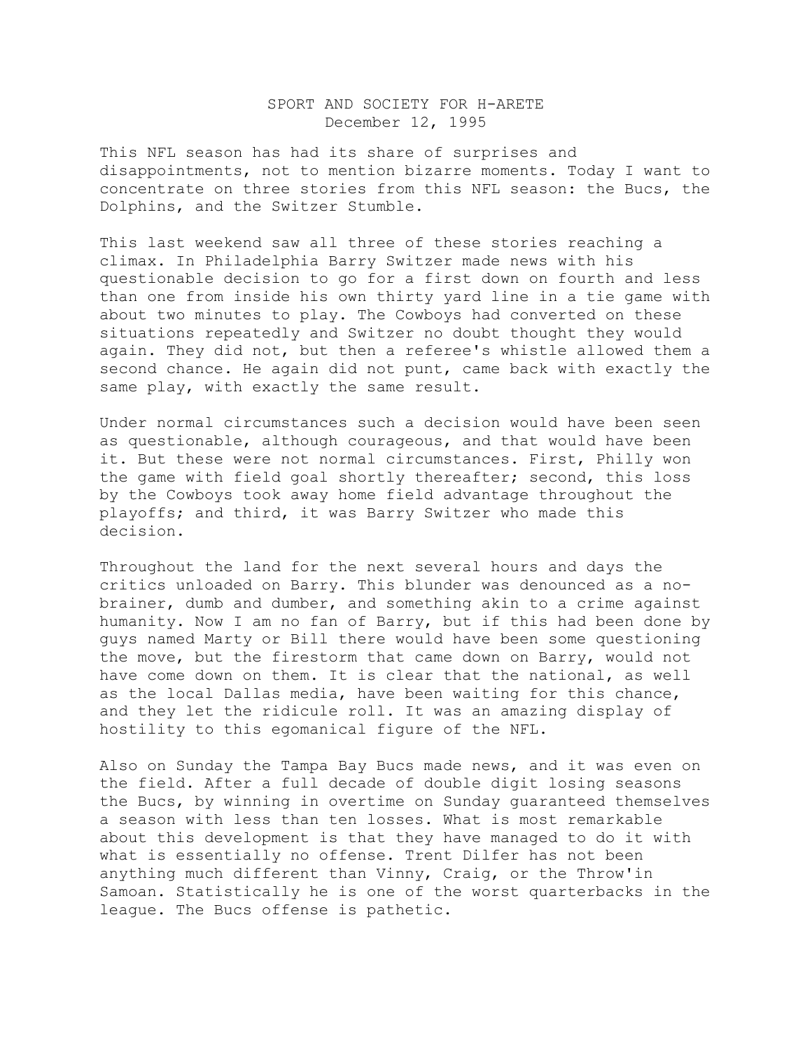SPORT AND SOCIETY FOR H-ARETE
December 12, 1995

This NFL season has had its share of surprises and disappointments, not to mention bizarre moments. Today I want to concentrate on three stories from this NFL season: the Bucs, the Dolphins, and the Switzer Stumble.

This last weekend saw all three of these stories reaching a climax. In Philadelphia Barry Switzer made news with his questionable decision to go for a first down on fourth and less than one from inside his own thirty yard line in a tie game with about two minutes to play. The Cowboys had converted on these situations repeatedly and Switzer no doubt thought they would again. They did not, but then a referee's whistle allowed them a second chance. He again did not punt, came back with exactly the same play, with exactly the same result.

Under normal circumstances such a decision would have been seen as questionable, although courageous, and that would have been it. But these were not normal circumstances. First, Philly won the game with field goal shortly thereafter; second, this loss by the Cowboys took away home field advantage throughout the playoffs; and third, it was Barry Switzer who made this decision.

Throughout the land for the next several hours and days the critics unloaded on Barry. This blunder was denounced as a no-brainer, dumb and dumber, and something akin to a crime against humanity. Now I am no fan of Barry, but if this had been done by guys named Marty or Bill there would have been some questioning the move, but the firestorm that came down on Barry, would not have come down on them. It is clear that the national, as well as the local Dallas media, have been waiting for this chance, and they let the ridicule roll. It was an amazing display of hostility to this egomanical figure of the NFL.

Also on Sunday the Tampa Bay Bucs made news, and it was even on the field. After a full decade of double digit losing seasons the Bucs, by winning in overtime on Sunday guaranteed themselves a season with less than ten losses. What is most remarkable about this development is that they have managed to do it with what is essentially no offense. Trent Dilfer has not been anything much different than Vinny, Craig, or the Throw'in Samoan. Statistically he is one of the worst quarterbacks in the league. The Bucs offense is pathetic.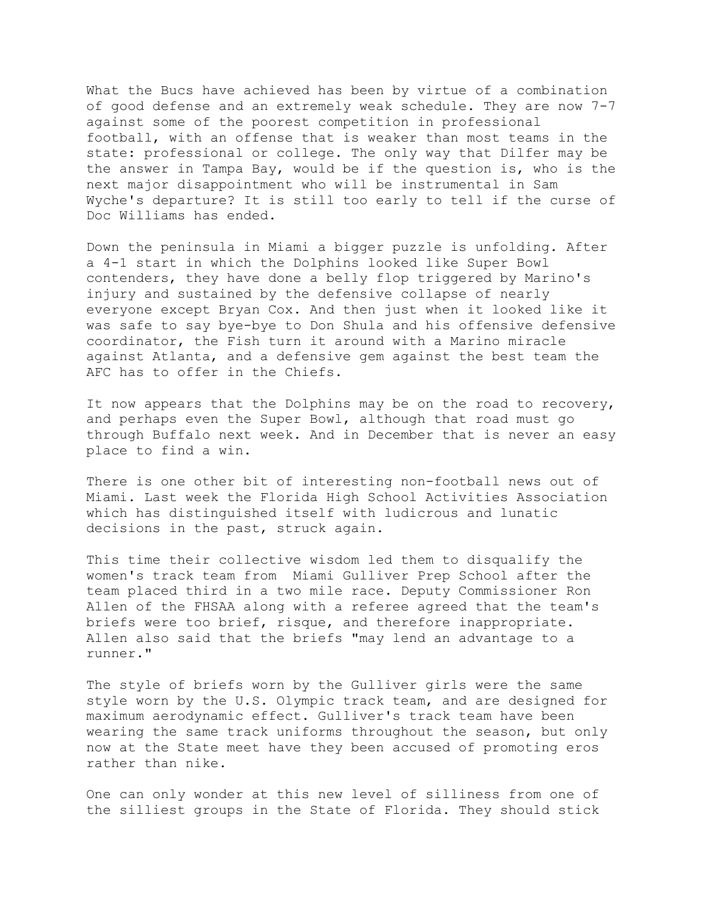What the Bucs have achieved has been by virtue of a combination of good defense and an extremely weak schedule. They are now 7-7 against some of the poorest competition in professional football, with an offense that is weaker than most teams in the state: professional or college. The only way that Dilfer may be the answer in Tampa Bay, would be if the question is, who is the next major disappointment who will be instrumental in Sam Wyche's departure? It is still too early to tell if the curse of Doc Williams has ended.

Down the peninsula in Miami a bigger puzzle is unfolding. After a 4-1 start in which the Dolphins looked like Super Bowl contenders, they have done a belly flop triggered by Marino's injury and sustained by the defensive collapse of nearly everyone except Bryan Cox. And then just when it looked like it was safe to say bye-bye to Don Shula and his offensive defensive coordinator, the Fish turn it around with a Marino miracle against Atlanta, and a defensive gem against the best team the AFC has to offer in the Chiefs.

It now appears that the Dolphins may be on the road to recovery, and perhaps even the Super Bowl, although that road must go through Buffalo next week. And in December that is never an easy place to find a win.

There is one other bit of interesting non-football news out of Miami. Last week the Florida High School Activities Association which has distinguished itself with ludicrous and lunatic decisions in the past, struck again.

This time their collective wisdom led them to disqualify the women's track team from Miami Gulliver Prep School after the team placed third in a two mile race. Deputy Commissioner Ron Allen of the FHSAA along with a referee agreed that the team's briefs were too brief, risque, and therefore inappropriate. Allen also said that the briefs "may lend an advantage to a runner."

The style of briefs worn by the Gulliver girls were the same style worn by the U.S. Olympic track team, and are designed for maximum aerodynamic effect. Gulliver's track team have been wearing the same track uniforms throughout the season, but only now at the State meet have they been accused of promoting eros rather than nike.

One can only wonder at this new level of silliness from one of the silliest groups in the State of Florida. They should stick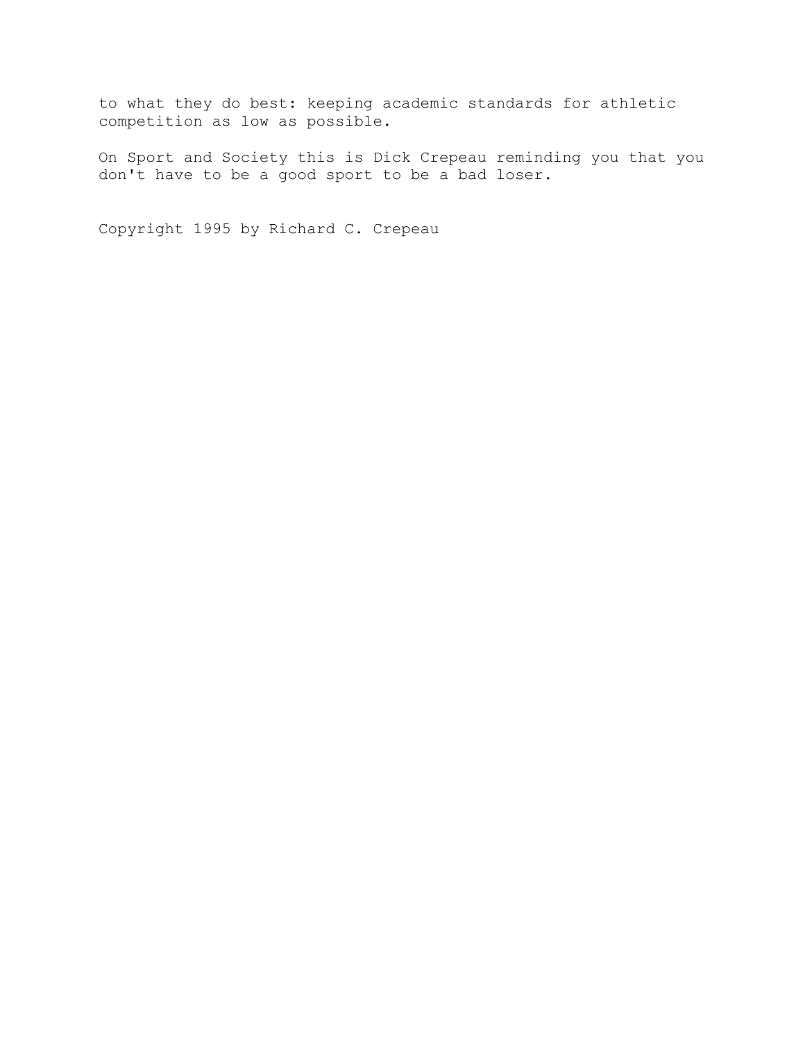to what they do best: keeping academic standards for athletic competition as low as possible.

On Sport and Society this is Dick Crepeau reminding you that you don't have to be a good sport to be a bad loser.

Copyright 1995 by Richard C. Crepeau